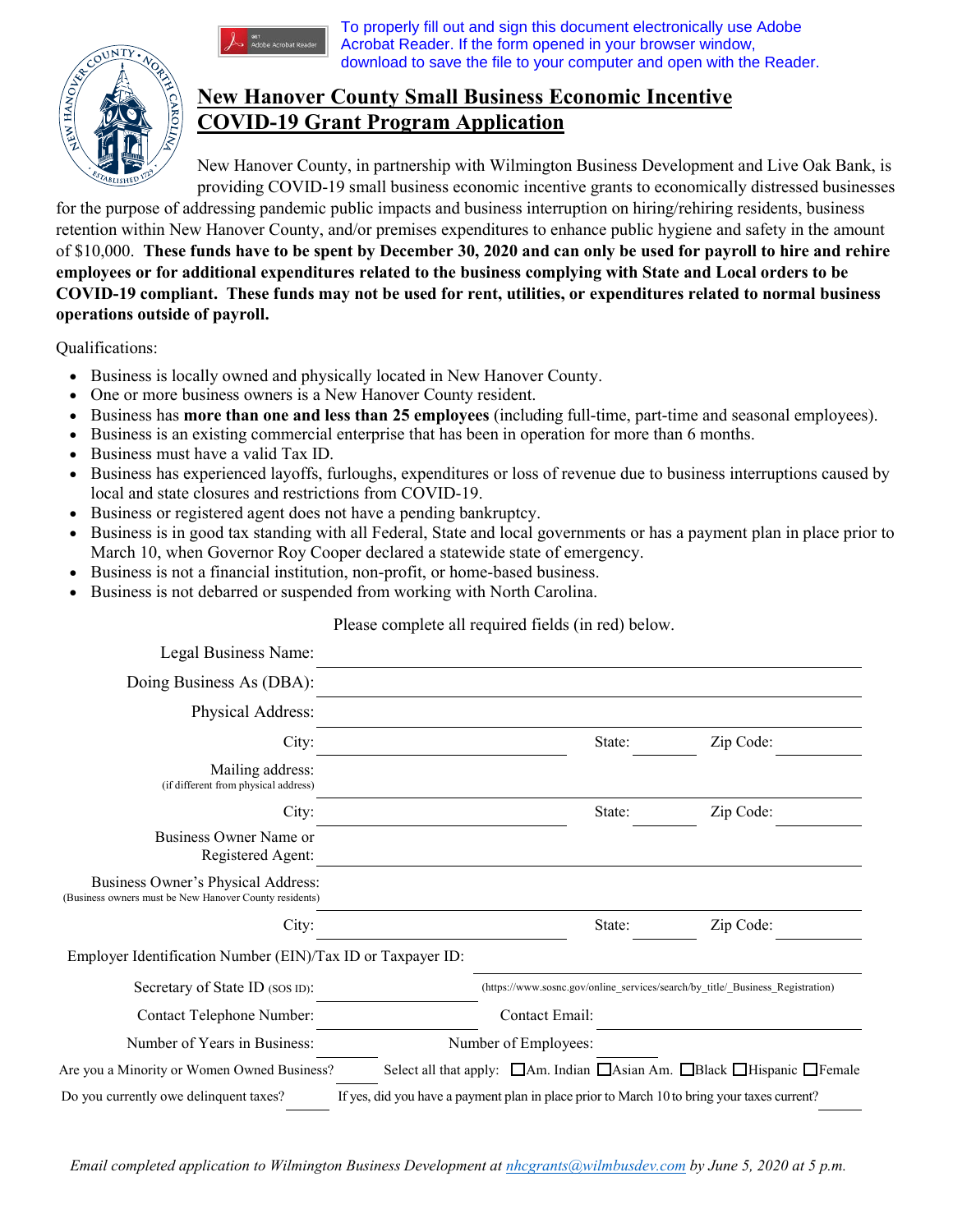To properly fill out and sign this document electronically use Adobe Acrobat Reader. If the form opened in your browser window, download to save the file to your computer and open with the Reader.

# New Hanover County Small Business Economic Incentive COVID-19 Grant Program Application

New Hanover County, in partnership with Wilmington Business Development and Live Oak Bank, is providing COVID-19 small business economic incentive grants to economically distressed businesses for the purpose of addressing pandemic public impacts and business interruption on hiring/rehiring residents, business retention within New Hanover County, and/or premises expenditures to enhance public hygiene and safety in the amount of $10,000. **These funds have to be spent by December 30, 2020 and can only be used for payroll to hire and rehire employees or for additional expenditures related to the business complying with State and Local orders to be COVID-19 compliant. These funds may not be used for rent, utilities, or expenditures related to normal business operations outside of payroll.**

Qualifications:

- Business is locally owned and physically located in New Hanover County.
- One or more business owners is a New Hanover County resident.
- Business has **more than one and less than 25 employees** (including full-time, part-time and seasonal employees).
- Business is an existing commercial enterprise that has been in operation for more than 6 months.
- Business must have a valid Tax ID.
- Business has experienced layoffs, furloughs, expenditures or loss of revenue due to business interruptions caused by local and state closures and restrictions from COVID-19.
- Business or registered agent does not have a pending bankruptcy.
- Business is in good tax standing with all Federal, State and local governments or has a payment plan in place prior to March 10, when Governor Roy Cooper declared a statewide state of emergency.
- Business is not a financial institution, non-profit, or home-based business.
- Business is not debarred or suspended from working with North Carolina.

Please complete all required fields (in red) below.

Legal Business Name: ______________________

Doing Business As (DBA): ______________________

Physical Address: ______________________

City: ______________ State: ________ Zip Code: ________

Mailing address: ______________________
(if different from physical address)

City: ______________ State: ________ Zip Code: ________

Business Owner Name or Registered Agent: ______________________

Business Owner's Physical Address: ______________________
(Business owners must be New Hanover County residents)

City: ______________ State: ________ Zip Code: ________

Employer Identification Number (EIN)/Tax ID or Taxpayer ID: ______________________

Secretary of State ID (SOS ID): ______________ (https://www.sosnc.gov/online_services/search/by_title/_Business_Registration)

Contact Telephone Number: ______________ Contact Email: ______________

Number of Years in Business: ________ Number of Employees: ________

Are you a Minority or Women Owned Business? ________ Select all that apply: ☐Am. Indian ☐Asian Am. ☐Black ☐Hispanic ☐Female

Do you currently owe delinquent taxes? ________ If yes, did you have a payment plan in place prior to March 10 to bring your taxes current? ________

*Email completed application to Wilmington Business Development at nhcgrants@wilmbusdev.com by June 5, 2020 at 5 p.m.*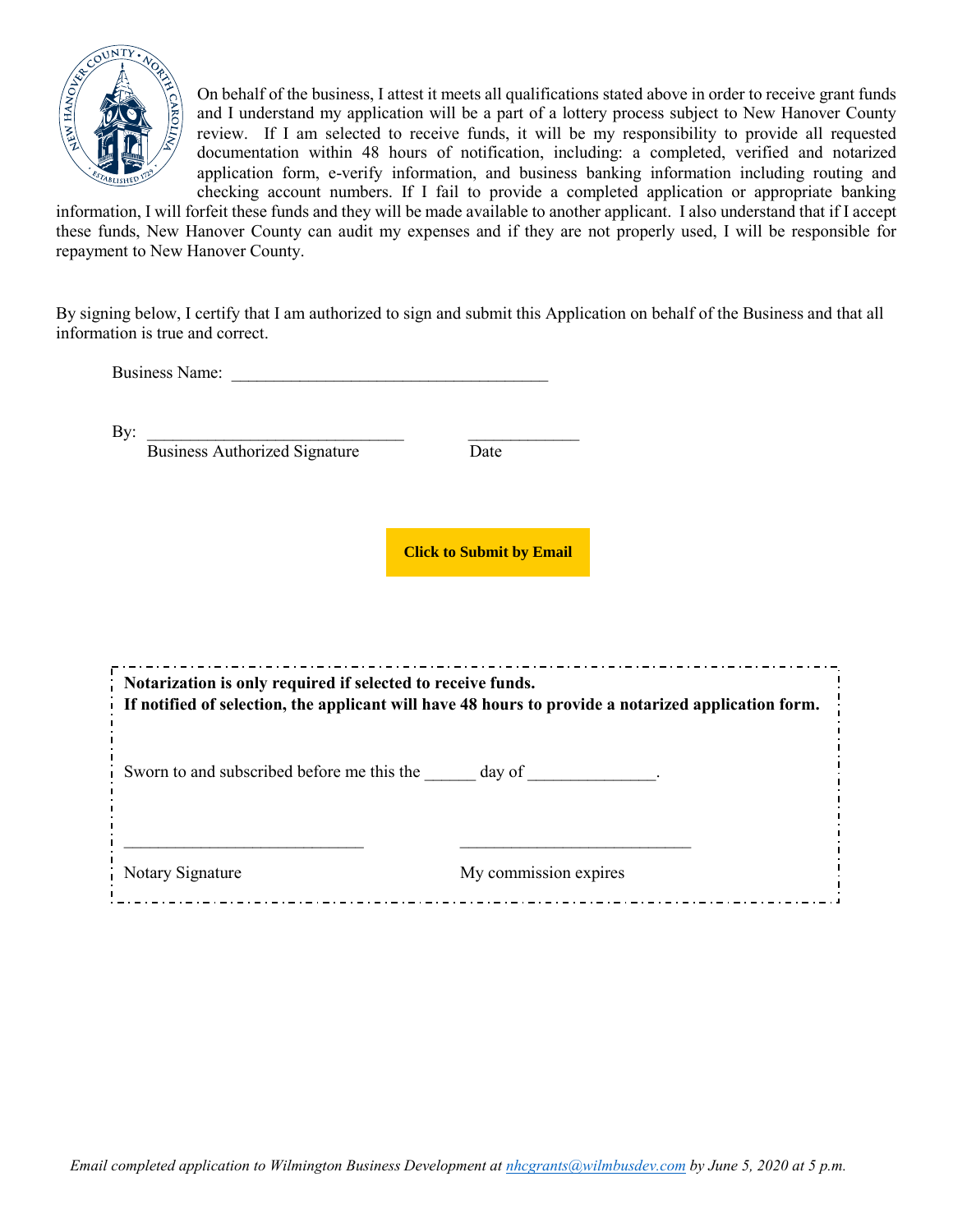On behalf of the business, I attest it meets all qualifications stated above in order to receive grant funds and I understand my application will be a part of a lottery process subject to New Hanover County review. If I am selected to receive funds, it will be my responsibility to provide all requested documentation within 48 hours of notification, including: a completed, verified and notarized application form, e-verify information, and business banking information including routing and checking account numbers. If I fail to provide a completed application or appropriate banking information, I will forfeit these funds and they will be made available to another applicant. I also understand that if I accept these funds, New Hanover County can audit my expenses and if they are not properly used, I will be responsible for repayment to New Hanover County.

By signing below, I certify that I am authorized to sign and submit this Application on behalf of the Business and that all information is true and correct.

Business Name: ______________________________________

By: ______________________________ _____________
Business Authorized Signature Date

**Click to Submit by Email**

**Notarization is only required if selected to receive funds.**
**If notified of selection, the applicant will have 48 hours to provide a notarized application form.**

Sworn to and subscribed before me this the ______ day of _______________.

____________________________ ___________________________
Notary Signature My commission expires

*Email completed application to Wilmington Business Development at nhcgrants@wilmbusdev.com by June 5, 2020 at 5 p.m.*